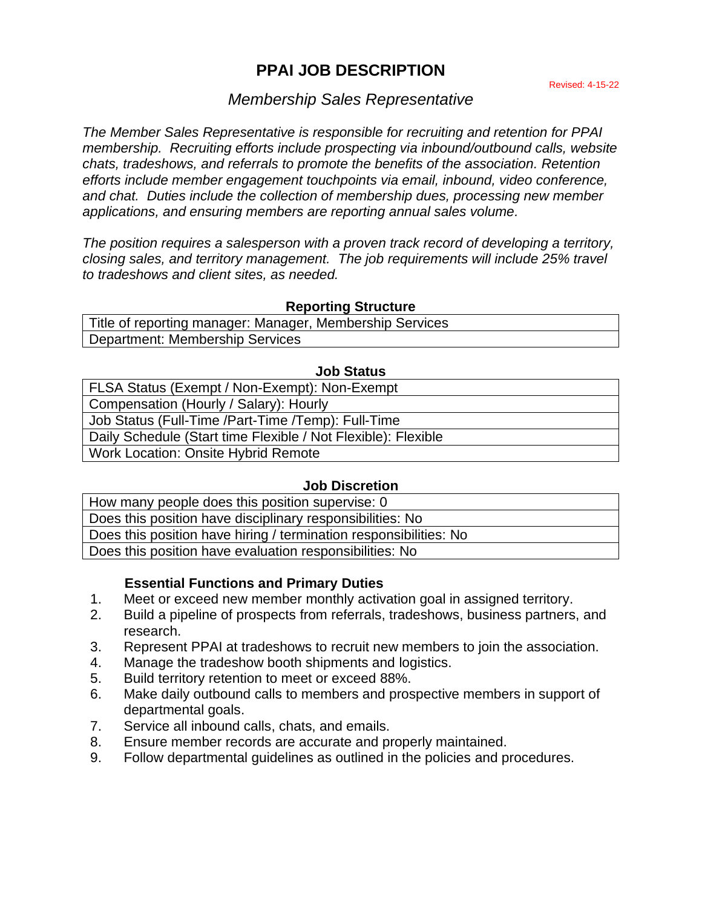# PPAI JOB DESCRIPTION

Revised: 4-15-22

## *Membership Sales Representative*

*The Member Sales Representative is responsible for recruiting and retention for PPAI membership. Recruiting efforts include prospecting via inbound/outbound calls, website chats, tradeshows, and referrals to promote the benefits of the association. Retention efforts include member engagement touchpoints via email, inbound, video conference, and chat. Duties include the collection of membership dues, processing new member applications, and ensuring members are reporting annual sales volume.*

*The position requires a salesperson with a proven track record of developing a territory, closing sales, and territory management. The job requirements will include 25% travel to tradeshows and client sites, as needed.*

### Reporting Structure

| Reporting Structure |
|---|
| Title of reporting manager: Manager, Membership Services |
| Department: Membership Services |

### Job Status

| Job Status |
|---|
| FLSA Status (Exempt / Non-Exempt): Non-Exempt |
| Compensation (Hourly / Salary): Hourly |
| Job Status (Full-Time /Part-Time /Temp): Full-Time |
| Daily Schedule (Start time Flexible / Not Flexible): Flexible |
| Work Location: Onsite Hybrid Remote |

### Job Discretion

| Job Discretion |
|---|
| How many people does this position supervise: 0 |
| Does this position have disciplinary responsibilities: No |
| Does this position have hiring / termination responsibilities: No |
| Does this position have evaluation responsibilities: No |

### Essential Functions and Primary Duties

1. Meet or exceed new member monthly activation goal in assigned territory.
2. Build a pipeline of prospects from referrals, tradeshows, business partners, and research.
3. Represent PPAI at tradeshows to recruit new members to join the association.
4. Manage the tradeshow booth shipments and logistics.
5. Build territory retention to meet or exceed 88%.
6. Make daily outbound calls to members and prospective members in support of departmental goals.
7. Service all inbound calls, chats, and emails.
8. Ensure member records are accurate and properly maintained.
9. Follow departmental guidelines as outlined in the policies and procedures.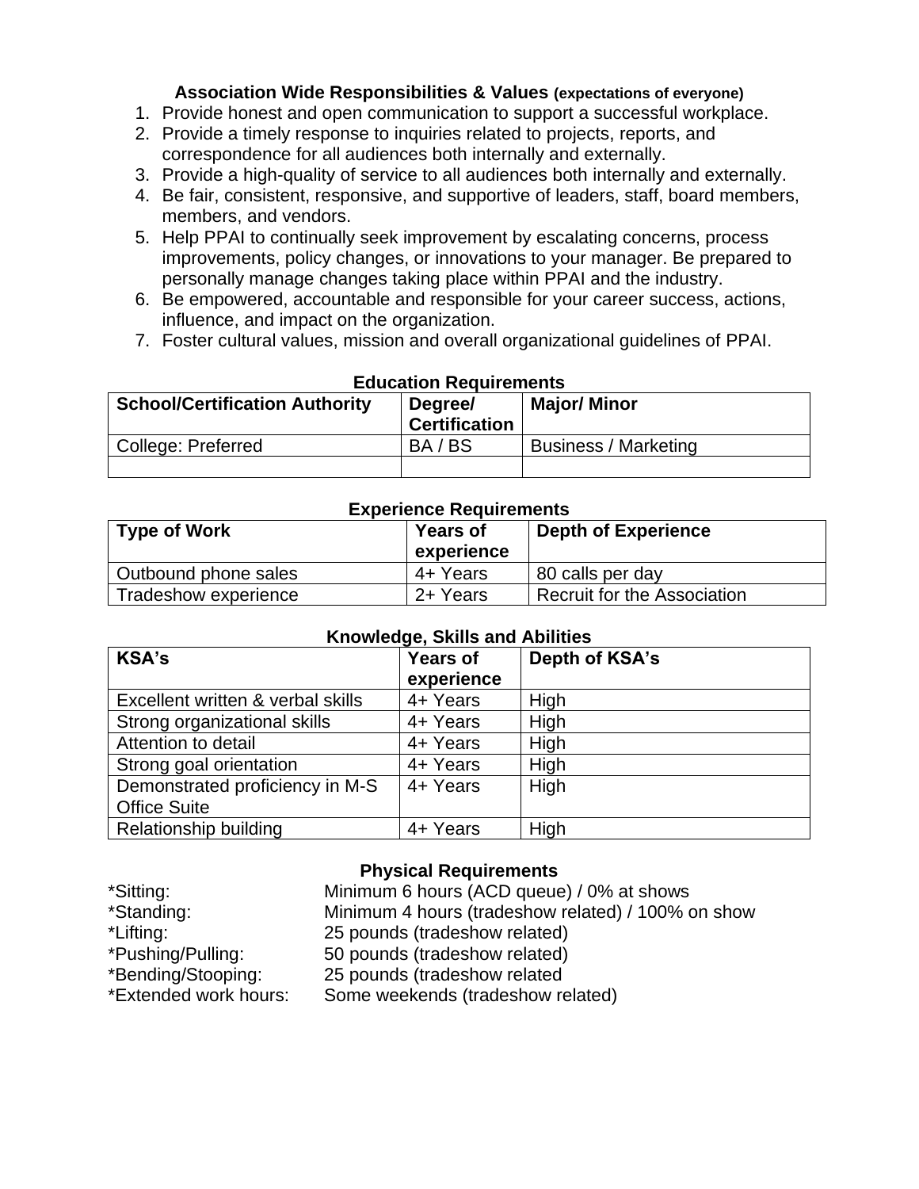### Association Wide Responsibilities & Values (expectations of everyone)

1. Provide honest and open communication to support a successful workplace.
2. Provide a timely response to inquiries related to projects, reports, and correspondence for all audiences both internally and externally.
3. Provide a high-quality of service to all audiences both internally and externally.
4. Be fair, consistent, responsive, and supportive of leaders, staff, board members, members, and vendors.
5. Help PPAI to continually seek improvement by escalating concerns, process improvements, policy changes, or innovations to your manager. Be prepared to personally manage changes taking place within PPAI and the industry.
6. Be empowered, accountable and responsible for your career success, actions, influence, and impact on the organization.
7. Foster cultural values, mission and overall organizational guidelines of PPAI.

### Education Requirements

| School/Certification Authority | Degree/ Certification | Major/ Minor |
|---|---|---|
| College: Preferred | BA / BS | Business / Marketing |
| | | |

### Experience Requirements

| Type of Work | Years of experience | Depth of Experience |
|---|---|---|
| Outbound phone sales | 4+ Years | 80 calls per day |
| Tradeshow experience | 2+ Years | Recruit for the Association |

### Knowledge, Skills and Abilities

| KSA's | Years of experience | Depth of KSA's |
|---|---|---|
| Excellent written & verbal skills | 4+ Years | High |
| Strong organizational skills | 4+ Years | High |
| Attention to detail | 4+ Years | High |
| Strong goal orientation | 4+ Years | High |
| Demonstrated proficiency in M-S Office Suite | 4+ Years | High |
| Relationship building | 4+ Years | High |

### Physical Requirements

*Sitting: Minimum 6 hours (ACD queue) / 0% at shows
*Standing: Minimum 4 hours (tradeshow related) / 100% on show
*Lifting: 25 pounds (tradeshow related)
*Pushing/Pulling: 50 pounds (tradeshow related)
*Bending/Stooping: 25 pounds (tradeshow related
*Extended work hours: Some weekends (tradeshow related)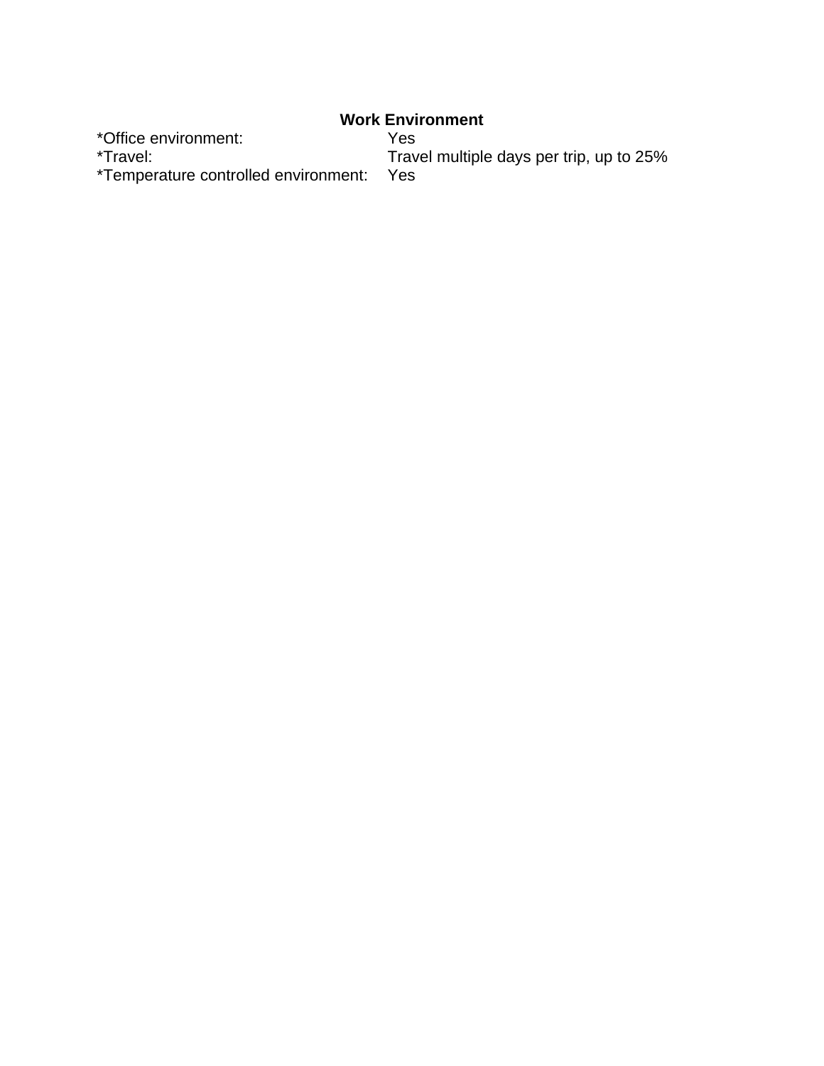**Work Environment**

| | |
|---|---|
| *Office environment: | Yes |
| *Travel: | Travel multiple days per trip, up to 25% |
| *Temperature controlled environment: | Yes |